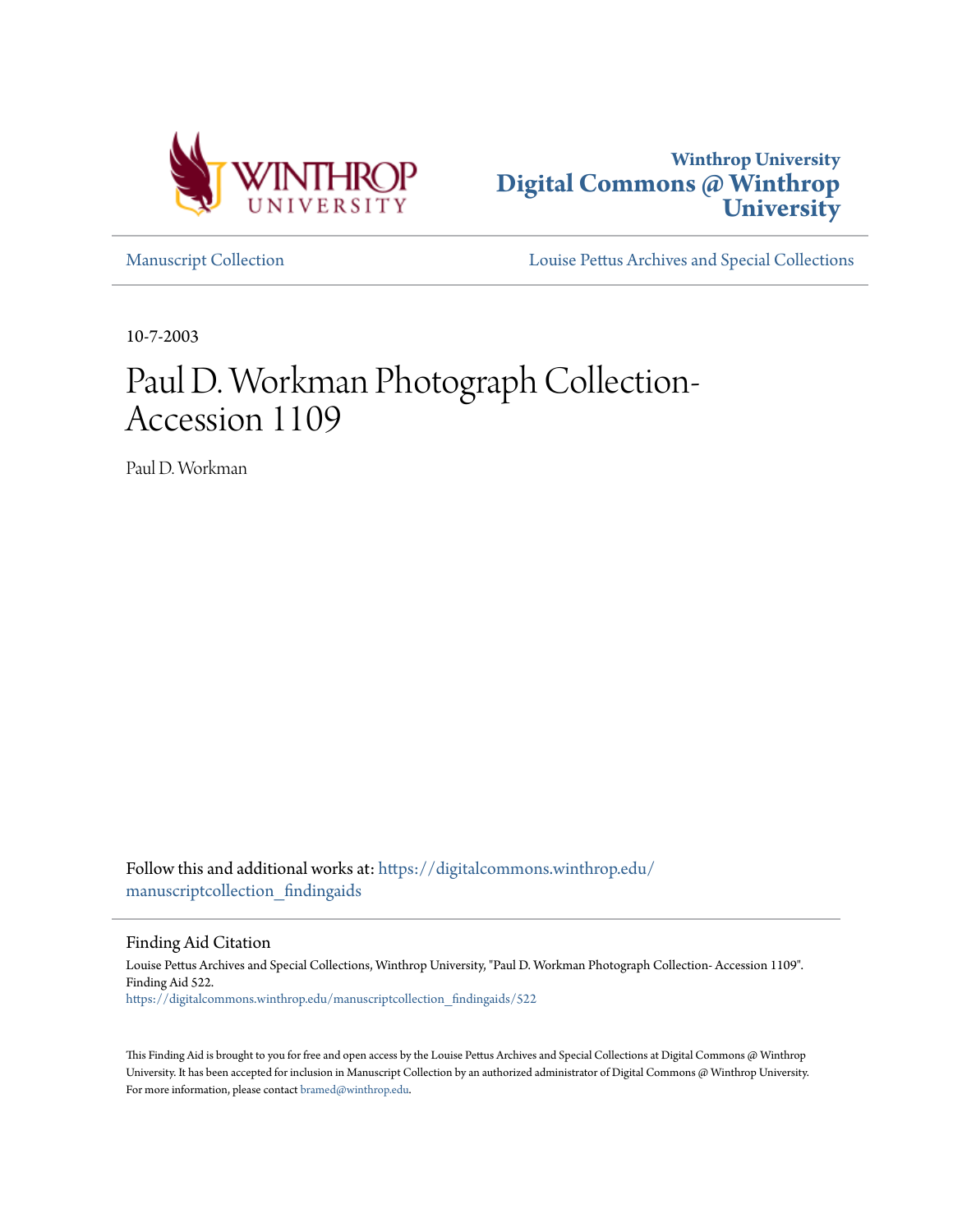Winthrop University
**Digital Commons @ Winthrop University**

Manuscript Collection | Louise Pettus Archives and Special Collections

10-7-2003

# Paul D. Workman Photograph Collection- Accession 1109

Paul D. Workman

Follow this and additional works at: https://digitalcommons.winthrop.edu/manuscriptcollection_findingaids

## Finding Aid Citation

Louise Pettus Archives and Special Collections, Winthrop University, "Paul D. Workman Photograph Collection- Accession 1109". Finding Aid 522.
https://digitalcommons.winthrop.edu/manuscriptcollection_findingaids/522

This Finding Aid is brought to you for free and open access by the Louise Pettus Archives and Special Collections at Digital Commons @ Winthrop University. It has been accepted for inclusion in Manuscript Collection by an authorized administrator of Digital Commons @ Winthrop University. For more information, please contact bramed@winthrop.edu.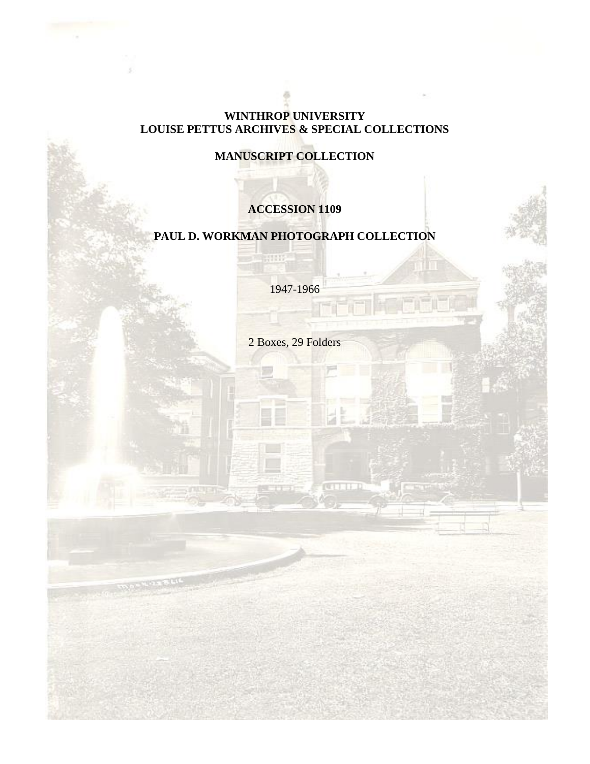**WINTHROP UNIVERSITY**
**LOUISE PETTUS ARCHIVES & SPECIAL COLLECTIONS**

**MANUSCRIPT COLLECTION**

**ACCESSION 1109**

**PAUL D. WORKMAN PHOTOGRAPH COLLECTION**

1947-1966

2 Boxes, 29 Folders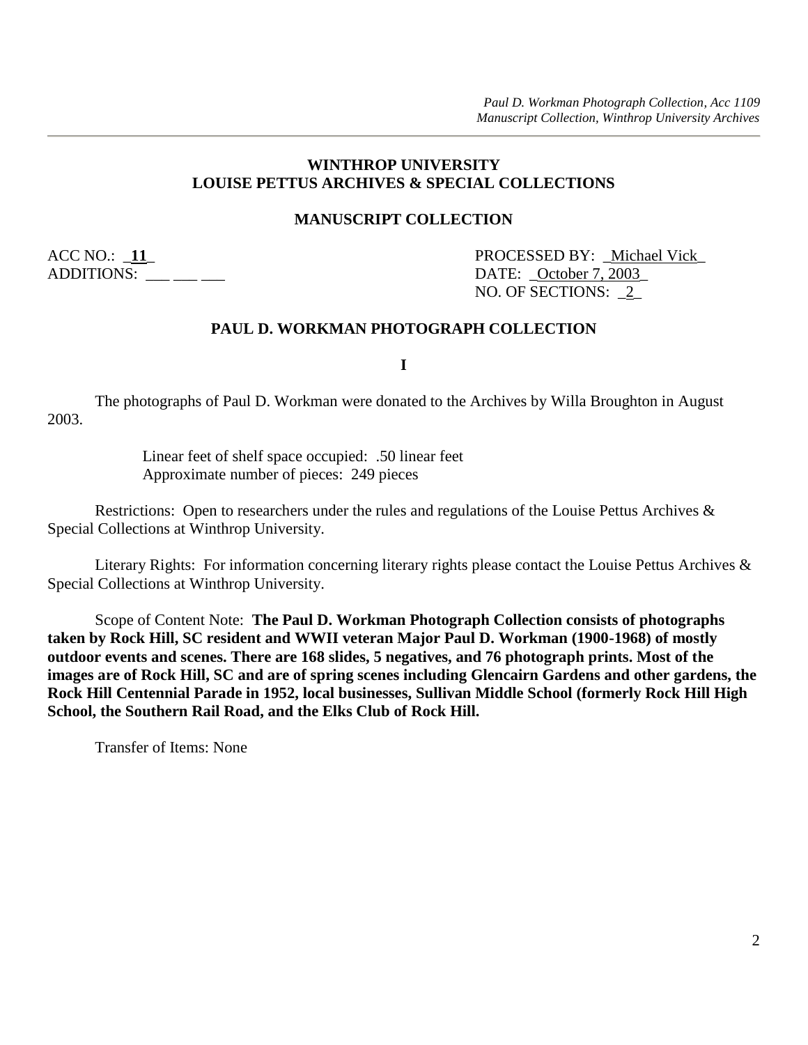## WINTHROP UNIVERSITY
## LOUISE PETTUS ARCHIVES & SPECIAL COLLECTIONS

### MANUSCRIPT COLLECTION

ACC NO.: _**11**_ PROCESSED BY: _Michael Vick_
ADDITIONS: ___ ___ ___ DATE: _October 7, 2003_
NO. OF SECTIONS: _2_

### PAUL D. WORKMAN PHOTOGRAPH COLLECTION

**I**

The photographs of Paul D. Workman were donated to the Archives by Willa Broughton in August 2003.

Linear feet of shelf space occupied: .50 linear feet
Approximate number of pieces: 249 pieces

Restrictions: Open to researchers under the rules and regulations of the Louise Pettus Archives & Special Collections at Winthrop University.

Literary Rights: For information concerning literary rights please contact the Louise Pettus Archives & Special Collections at Winthrop University.

Scope of Content Note: **The Paul D. Workman Photograph Collection consists of photographs taken by Rock Hill, SC resident and WWII veteran Major Paul D. Workman (1900-1968) of mostly outdoor events and scenes. There are 168 slides, 5 negatives, and 76 photograph prints. Most of the images are of Rock Hill, SC and are of spring scenes including Glencairn Gardens and other gardens, the Rock Hill Centennial Parade in 1952, local businesses, Sullivan Middle School (formerly Rock Hill High School, the Southern Rail Road, and the Elks Club of Rock Hill.**

Transfer of Items: None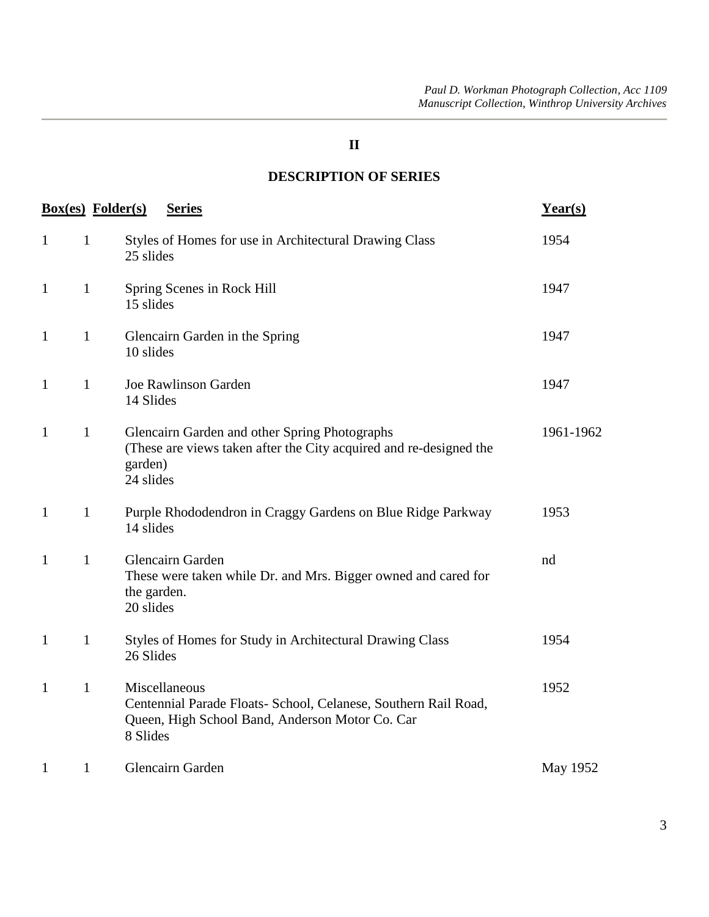## II

## DESCRIPTION OF SERIES

| Box(es) | Folder(s) | Series | Year(s) |
|---|---|---|---|
| 1 | 1 | Styles of Homes for use in Architectural Drawing Class<br>25 slides | 1954 |
| 1 | 1 | Spring Scenes in Rock Hill<br>15 slides | 1947 |
| 1 | 1 | Glencairn Garden in the Spring<br>10 slides | 1947 |
| 1 | 1 | Joe Rawlinson Garden<br>14 Slides | 1947 |
| 1 | 1 | Glencairn Garden and other Spring Photographs<br>(These are views taken after the City acquired and re-designed the garden)<br>24 slides | 1961-1962 |
| 1 | 1 | Purple Rhododendron in Craggy Gardens on Blue Ridge Parkway<br>14 slides | 1953 |
| 1 | 1 | Glencairn Garden<br>These were taken while Dr. and Mrs. Bigger owned and cared for the garden.<br>20 slides | nd |
| 1 | 1 | Styles of Homes for Study in Architectural Drawing Class<br>26 Slides | 1954 |
| 1 | 1 | Miscellaneous<br>Centennial Parade Floats- School, Celanese, Southern Rail Road, Queen, High School Band, Anderson Motor Co. Car<br>8 Slides | 1952 |
| 1 | 1 | Glencairn Garden | May 1952 |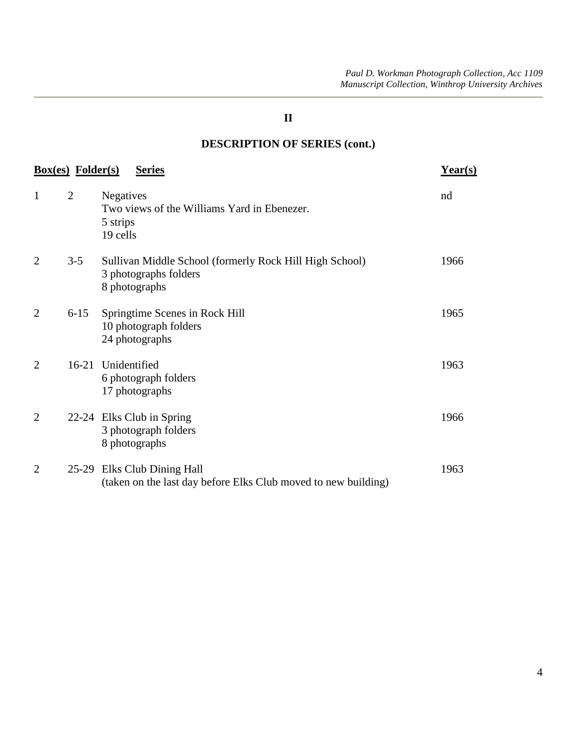## II

## DESCRIPTION OF SERIES (cont.)

| Box(es) | Folder(s) | Series | Year(s) |
|---|---|---|---|
| 1 | 2 | Negatives<br>Two views of the Williams Yard in Ebenezer.<br>5 strips<br>19 cells | nd |
| 2 | 3-5 | Sullivan Middle School (formerly Rock Hill High School)<br>3 photographs folders<br>8 photographs | 1966 |
| 2 | 6-15 | Springtime Scenes in Rock Hill<br>10 photograph folders<br>24 photographs | 1965 |
| 2 | 16-21 | Unidentified<br>6 photograph folders<br>17 photographs | 1963 |
| 2 | 22-24 | Elks Club in Spring<br>3 photograph folders<br>8 photographs | 1966 |
| 2 | 25-29 | Elks Club Dining Hall<br>(taken on the last day before Elks Club moved to new building) | 1963 |